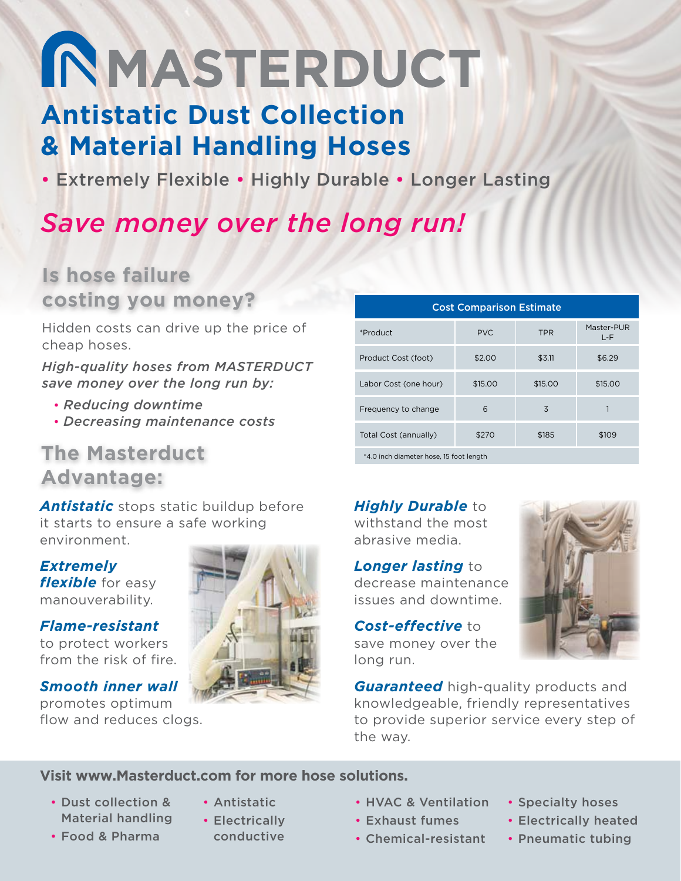# MASTERDUCT

## Antistatic Dust Collection & Material Handling Hoses

• Extremely Flexible • Highly Durable • Longer Lasting

*Save money over the long run!*

## Is hose failure costing you money?

Hidden costs can drive up the price of cheap hoses.

*High-quality hoses from MASTERDUCT save money over the long run by:*

- *Reducing downtime*
- *Decreasing maintenance costs*

| Cost Comparison Estimate | | | |
|---|---|---|---|
| *Product | PVC | TPR | Master-PUR L-F |
| Product Cost (foot) | $2.00 | $3.11 | $6.29 |
| Labor Cost (one hour) | $15.00 | $15.00 | $15.00 |
| Frequency to change | 6 | 3 | 1 |
| Total Cost (annually) | $270 | $185 | $109 |

*4.0 inch diameter hose, 15 foot length

## The Masterduct Advantage:

***Antistatic*** stops static buildup before it starts to ensure a safe working environment.

***Extremely flexible*** for easy manouverability.

***Flame-resistant*** to protect workers from the risk of fire.

***Smooth inner wall*** promotes optimum flow and reduces clogs.

***Highly Durable*** to withstand the most abrasive media.

***Longer lasting*** to decrease maintenance issues and downtime.

***Cost-effective*** to save money over the long run.

***Guaranteed*** high-quality products and knowledgeable, friendly representatives to provide superior service every step of the way.

**Visit www.Masterduct.com for more hose solutions.**

- Dust collection & Material handling
- Food & Pharma
- Antistatic
- Electrically conductive
- HVAC & Ventilation
- Exhaust fumes
- Chemical-resistant
- Specialty hoses
- Electrically heated
- Pneumatic tubing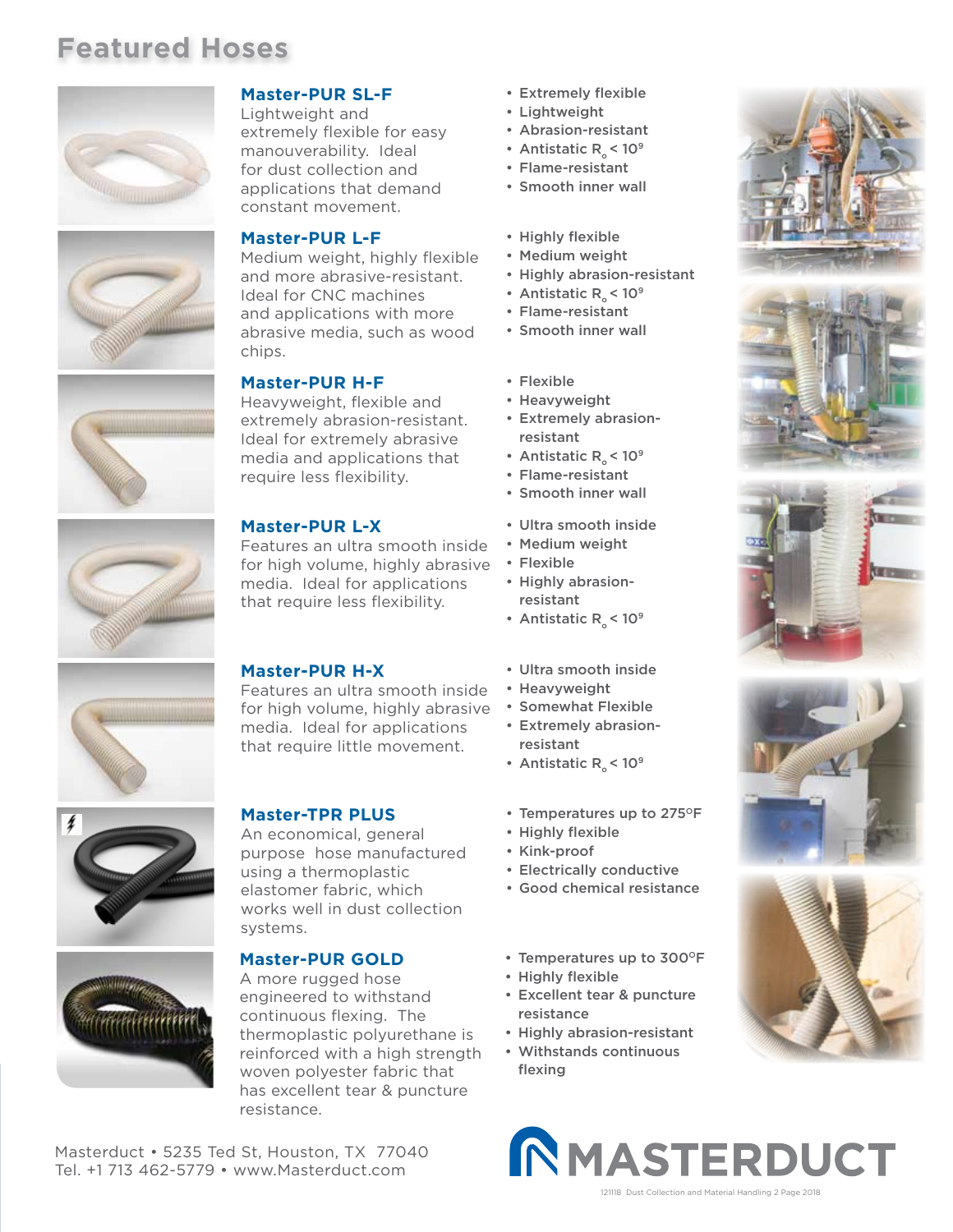# Featured Hoses

## Master-PUR SL-F

Lightweight and extremely flexible for easy manouverability. Ideal for dust collection and applications that demand constant movement.

- Extremely flexible
- Lightweight
- Abrasion-resistant
- Antistatic $R_o < 10^9$
- Flame-resistant
- Smooth inner wall

## Master-PUR L-F

Medium weight, highly flexible and more abrasive-resistant. Ideal for CNC machines and applications with more abrasive media, such as wood chips.

- Highly flexible
- Medium weight
- Highly abrasion-resistant
- Antistatic $R_o < 10^9$
- Flame-resistant
- Smooth inner wall

## Master-PUR H-F

Heavyweight, flexible and extremely abrasion-resistant. Ideal for extremely abrasive media and applications that require less flexibility.

- Flexible
- Heavyweight
- Extremely abrasion-resistant
- Antistatic $R_o < 10^9$
- Flame-resistant
- Smooth inner wall

## Master-PUR L-X

Features an ultra smooth inside for high volume, highly abrasive media. Ideal for applications that require less flexibility.

- Ultra smooth inside
- Medium weight
- Flexible
- Highly abrasion-resistant
- Antistatic $R_o < 10^9$

## Master-PUR H-X

Features an ultra smooth inside for high volume, highly abrasive media. Ideal for applications that require little movement.

- Ultra smooth inside
- Heavyweight
- Somewhat Flexible
- Extremely abrasion-resistant
- Antistatic $R_o < 10^9$

## Master-TPR PLUS

An economical, general purpose hose manufactured using a thermoplastic elastomer fabric, which works well in dust collection systems.

- Temperatures up to 275°F
- Highly flexible
- Kink-proof
- Electrically conductive
- Good chemical resistance

## Master-PUR GOLD

A more rugged hose engineered to withstand continuous flexing. The thermoplastic polyurethane is reinforced with a high strength woven polyester fabric that has excellent tear & puncture resistance.

- Temperatures up to 300°F
- Highly flexible
- Excellent tear & puncture resistance
- Highly abrasion-resistant
- Withstands continuous flexing

Masterduct • 5235 Ted St, Houston, TX 77040
Tel. +1 713 462-5779 • www.Masterduct.com

MASTERDUCT

121118 Dust Collection and Material Handling 2 Page 2018